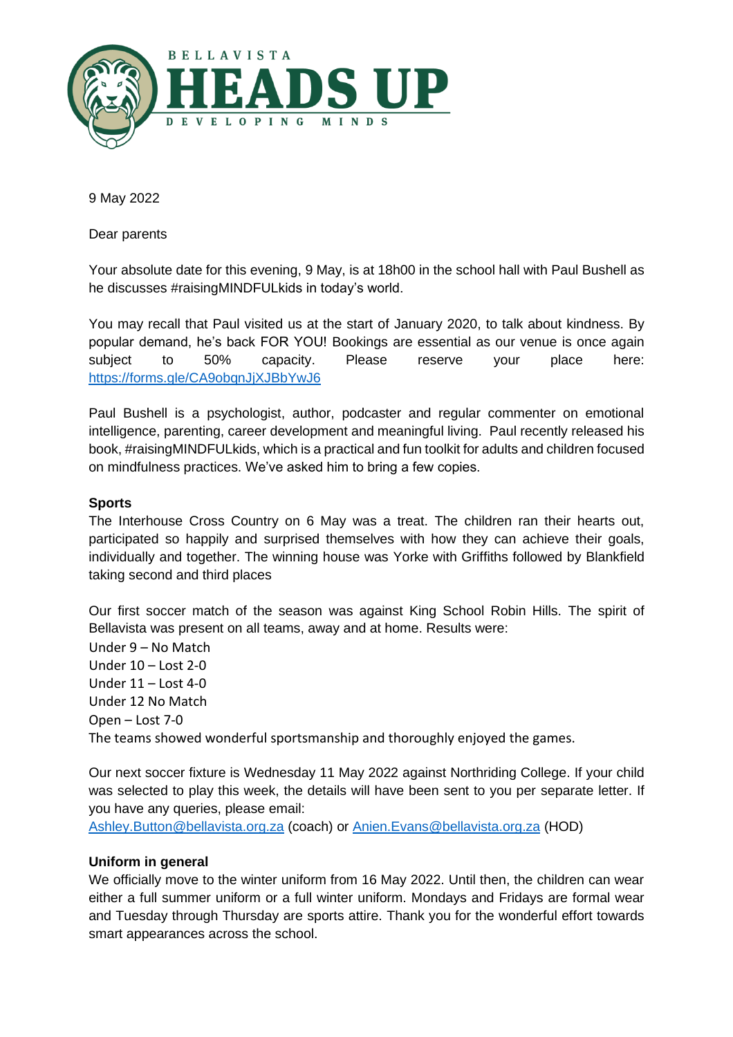BELLAVISTA

# HEADS UP

DEVELOPING MINDS

9 May 2022

Dear parents

Your absolute date for this evening, 9 May, is at 18h00 in the school hall with Paul Bushell as he discusses #raisingMINDFULkids in today's world.

You may recall that Paul visited us at the start of January 2020, to talk about kindness. By popular demand, he's back FOR YOU! Bookings are essential as our venue is once again subject to 50% capacity. Please reserve your place here: https://forms.gle/CA9obqnJjXJBbYwJ6

Paul Bushell is a psychologist, author, podcaster and regular commenter on emotional intelligence, parenting, career development and meaningful living. Paul recently released his book, #raisingMINDFULkids, which is a practical and fun toolkit for adults and children focused on mindfulness practices. We've asked him to bring a few copies.

**Sports**

The Interhouse Cross Country on 6 May was a treat. The children ran their hearts out, participated so happily and surprised themselves with how they can achieve their goals, individually and together. The winning house was Yorke with Griffiths followed by Blankfield taking second and third places

Our first soccer match of the season was against King School Robin Hills. The spirit of Bellavista was present on all teams, away and at home. Results were:

Under 9 – No Match
Under 10 – Lost 2-0
Under 11 – Lost 4-0
Under 12 No Match
Open – Lost 7-0
The teams showed wonderful sportsmanship and thoroughly enjoyed the games.

Our next soccer fixture is Wednesday 11 May 2022 against Northriding College. If your child was selected to play this week, the details will have been sent to you per separate letter. If you have any queries, please email:
Ashley.Button@bellavista.org.za (coach) or Anien.Evans@bellavista.org.za (HOD)

**Uniform in general**

We officially move to the winter uniform from 16 May 2022. Until then, the children can wear either a full summer uniform or a full winter uniform. Mondays and Fridays are formal wear and Tuesday through Thursday are sports attire. Thank you for the wonderful effort towards smart appearances across the school.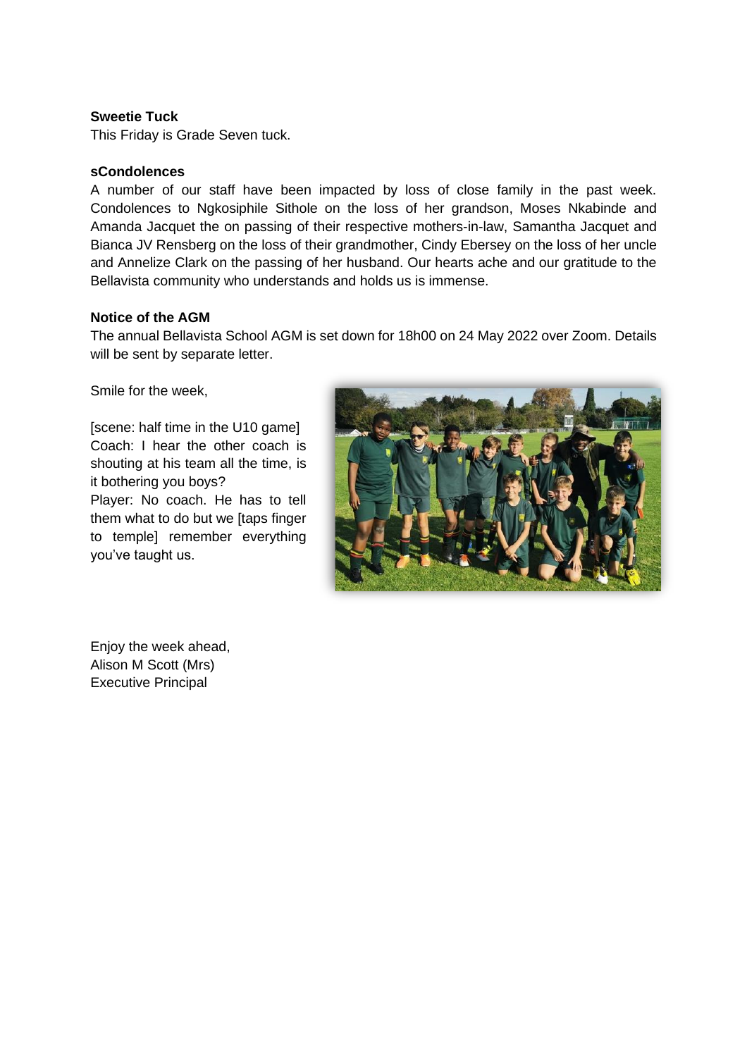**Sweetie Tuck**

This Friday is Grade Seven tuck.

**sCondolences**

A number of our staff have been impacted by loss of close family in the past week. Condolences to Ngkosiphile Sithole on the loss of her grandson, Moses Nkabinde and Amanda Jacquet the on passing of their respective mothers-in-law, Samantha Jacquet and Bianca JV Rensberg on the loss of their grandmother, Cindy Ebersey on the loss of her uncle and Annelize Clark on the passing of her husband. Our hearts ache and our gratitude to the Bellavista community who understands and holds us is immense.

**Notice of the AGM**

The annual Bellavista School AGM is set down for 18h00 on 24 May 2022 over Zoom. Details will be sent by separate letter.

Smile for the week,

[scene: half time in the U10 game]
Coach: I hear the other coach is shouting at his team all the time, is it bothering you boys?
Player: No coach. He has to tell them what to do but we [taps finger to temple] remember everything you've taught us.

Enjoy the week ahead,
Alison M Scott (Mrs)
Executive Principal